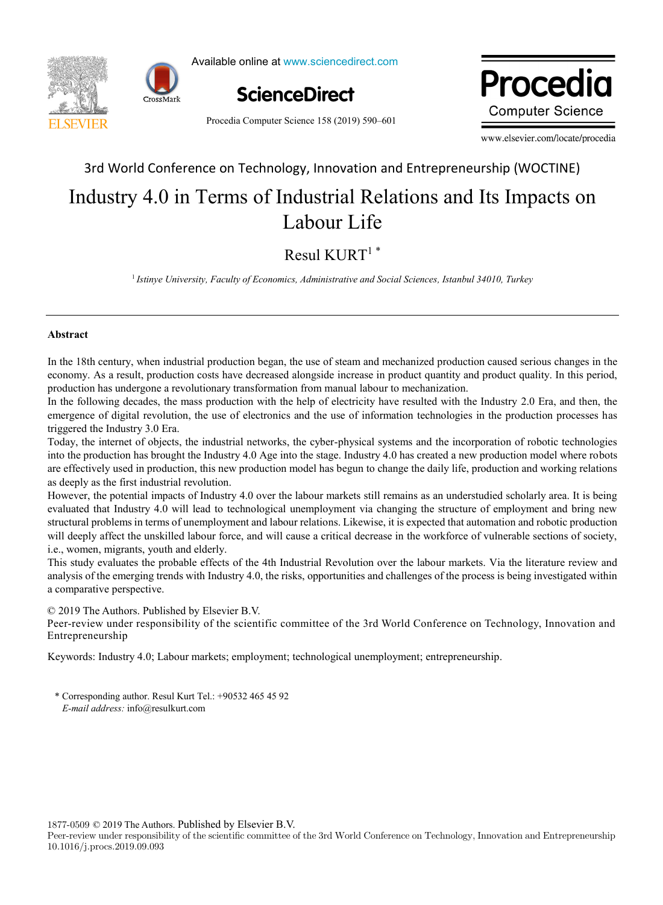3rd World Conference on Technology, Innovation and Entrepreneurship (WOCTINE)

# Industry 4.0 in Terms of Industrial Relations and Its Impacts on Labour Life

Resul KURT[1] *

[1] *Istinye University, Faculty of Economics, Administrative and Social Sciences, Istanbul 34010, Turkey*

---

## Abstract

In the 18th century, when industrial production began, the use of steam and mechanized production caused serious changes in the economy. As a result, production costs have decreased alongside increase in product quantity and product quality. In this period, production has undergone a revolutionary transformation from manual labour to mechanization.

In the following decades, the mass production with the help of electricity have resulted with the Industry 2.0 Era, and then, the emergence of digital revolution, the use of electronics and the use of information technologies in the production processes has triggered the Industry 3.0 Era.

Today, the internet of objects, the industrial networks, the cyber-physical systems and the incorporation of robotic technologies into the production has brought the Industry 4.0 Age into the stage. Industry 4.0 has created a new production model where robots are effectively used in production, this new production model has begun to change the daily life, production and working relations as deeply as the first industrial revolution.

However, the potential impacts of Industry 4.0 over the labour markets still remains as an understudied scholarly area. It is being evaluated that Industry 4.0 will lead to technological unemployment via changing the structure of employment and bring new structural problems in terms of unemployment and labour relations. Likewise, it is expected that automation and robotic production will deeply affect the unskilled labour force, and will cause a critical decrease in the workforce of vulnerable sections of society, i.e., women, migrants, youth and elderly.

This study evaluates the probable effects of the 4th Industrial Revolution over the labour markets. Via the literature review and analysis of the emerging trends with Industry 4.0, the risks, opportunities and challenges of the process is being investigated within a comparative perspective.

© 2019 The Authors. Published by Elsevier B.V.
Peer-review under responsibility of the scientific committee of the 3rd World Conference on Technology, Innovation and Entrepreneurship

Keywords: Industry 4.0; Labour markets; employment; technological unemployment; entrepreneurship.

\* Corresponding author. Resul Kurt Tel.: +90532 465 45 92
*E-mail address:* info@resulkurt.com

1877-0509 © 2019 The Authors. Published by Elsevier B.V.
Peer-review under responsibility of the scientific committee of the 3rd World Conference on Technology, Innovation and Entrepreneurship
10.1016/j.procs.2019.09.093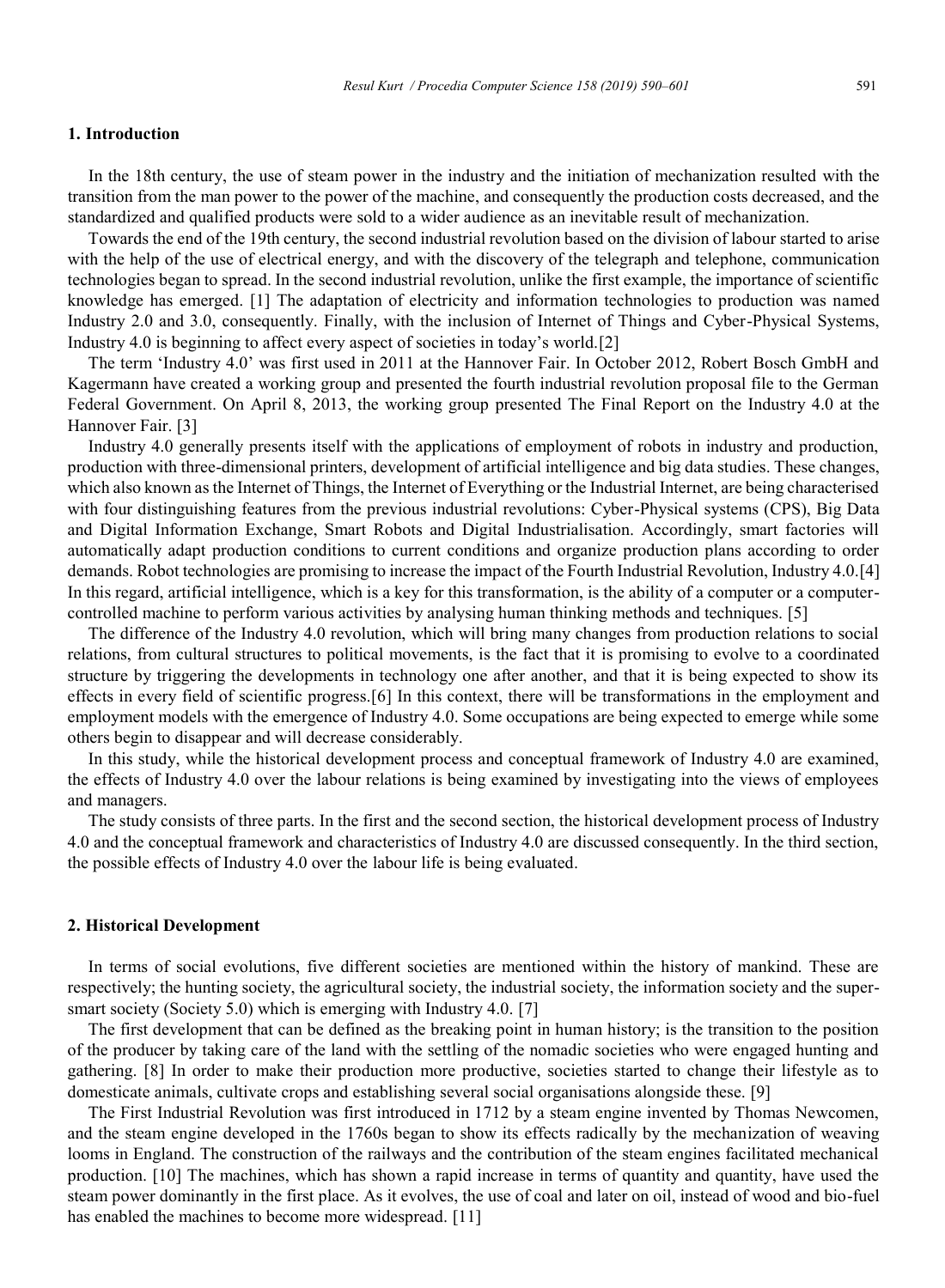## 1. Introduction

In the 18th century, the use of steam power in the industry and the initiation of mechanization resulted with the transition from the man power to the power of the machine, and consequently the production costs decreased, and the standardized and qualified products were sold to a wider audience as an inevitable result of mechanization.

Towards the end of the 19th century, the second industrial revolution based on the division of labour started to arise with the help of the use of electrical energy, and with the discovery of the telegraph and telephone, communication technologies began to spread. In the second industrial revolution, unlike the first example, the importance of scientific knowledge has emerged. [1] The adaptation of electricity and information technologies to production was named Industry 2.0 and 3.0, consequently. Finally, with the inclusion of Internet of Things and Cyber-Physical Systems, Industry 4.0 is beginning to affect every aspect of societies in today's world.[2]

The term 'Industry 4.0' was first used in 2011 at the Hannover Fair. In October 2012, Robert Bosch GmbH and Kagermann have created a working group and presented the fourth industrial revolution proposal file to the German Federal Government. On April 8, 2013, the working group presented The Final Report on the Industry 4.0 at the Hannover Fair. [3]

Industry 4.0 generally presents itself with the applications of employment of robots in industry and production, production with three-dimensional printers, development of artificial intelligence and big data studies. These changes, which also known as the Internet of Things, the Internet of Everything or the Industrial Internet, are being characterised with four distinguishing features from the previous industrial revolutions: Cyber-Physical systems (CPS), Big Data and Digital Information Exchange, Smart Robots and Digital Industrialisation. Accordingly, smart factories will automatically adapt production conditions to current conditions and organize production plans according to order demands. Robot technologies are promising to increase the impact of the Fourth Industrial Revolution, Industry 4.0.[4] In this regard, artificial intelligence, which is a key for this transformation, is the ability of a computer or a computer-controlled machine to perform various activities by analysing human thinking methods and techniques. [5]

The difference of the Industry 4.0 revolution, which will bring many changes from production relations to social relations, from cultural structures to political movements, is the fact that it is promising to evolve to a coordinated structure by triggering the developments in technology one after another, and that it is being expected to show its effects in every field of scientific progress.[6] In this context, there will be transformations in the employment and employment models with the emergence of Industry 4.0. Some occupations are being expected to emerge while some others begin to disappear and will decrease considerably.

In this study, while the historical development process and conceptual framework of Industry 4.0 are examined, the effects of Industry 4.0 over the labour relations is being examined by investigating into the views of employees and managers.

The study consists of three parts. In the first and the second section, the historical development process of Industry 4.0 and the conceptual framework and characteristics of Industry 4.0 are discussed consequently. In the third section, the possible effects of Industry 4.0 over the labour life is being evaluated.

## 2. Historical Development

In terms of social evolutions, five different societies are mentioned within the history of mankind. These are respectively; the hunting society, the agricultural society, the industrial society, the information society and the super-smart society (Society 5.0) which is emerging with Industry 4.0. [7]

The first development that can be defined as the breaking point in human history; is the transition to the position of the producer by taking care of the land with the settling of the nomadic societies who were engaged hunting and gathering. [8] In order to make their production more productive, societies started to change their lifestyle as to domesticate animals, cultivate crops and establishing several social organisations alongside these. [9]

The First Industrial Revolution was first introduced in 1712 by a steam engine invented by Thomas Newcomen, and the steam engine developed in the 1760s began to show its effects radically by the mechanization of weaving looms in England. The construction of the railways and the contribution of the steam engines facilitated mechanical production. [10] The machines, which has shown a rapid increase in terms of quantity and quantity, have used the steam power dominantly in the first place. As it evolves, the use of coal and later on oil, instead of wood and bio-fuel has enabled the machines to become more widespread. [11]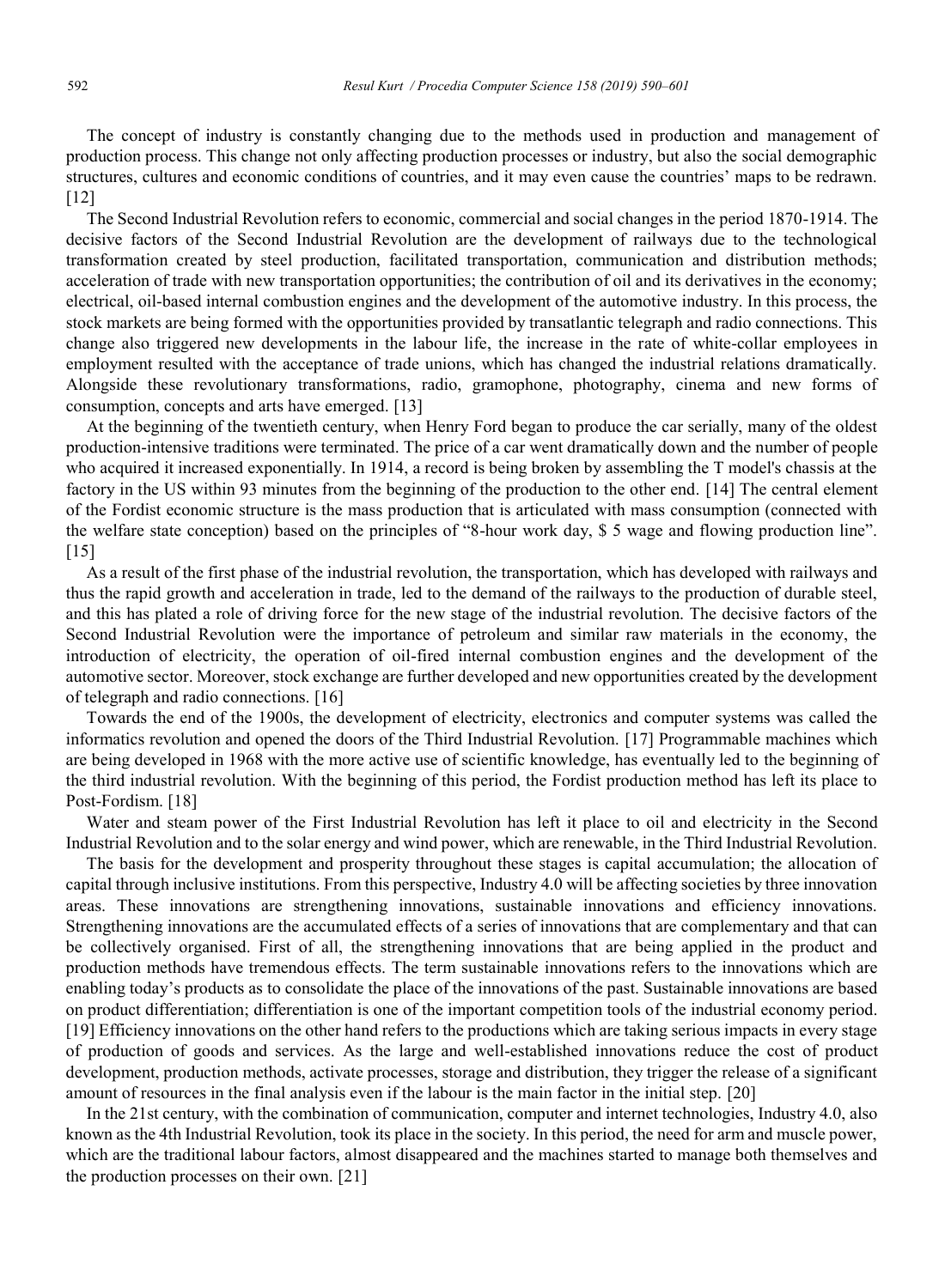The concept of industry is constantly changing due to the methods used in production and management of production process. This change not only affecting production processes or industry, but also the social demographic structures, cultures and economic conditions of countries, and it may even cause the countries' maps to be redrawn. [12]

The Second Industrial Revolution refers to economic, commercial and social changes in the period 1870-1914. The decisive factors of the Second Industrial Revolution are the development of railways due to the technological transformation created by steel production, facilitated transportation, communication and distribution methods; acceleration of trade with new transportation opportunities; the contribution of oil and its derivatives in the economy; electrical, oil-based internal combustion engines and the development of the automotive industry. In this process, the stock markets are being formed with the opportunities provided by transatlantic telegraph and radio connections. This change also triggered new developments in the labour life, the increase in the rate of white-collar employees in employment resulted with the acceptance of trade unions, which has changed the industrial relations dramatically. Alongside these revolutionary transformations, radio, gramophone, photography, cinema and new forms of consumption, concepts and arts have emerged. [13]

At the beginning of the twentieth century, when Henry Ford began to produce the car serially, many of the oldest production-intensive traditions were terminated. The price of a car went dramatically down and the number of people who acquired it increased exponentially. In 1914, a record is being broken by assembling the T model's chassis at the factory in the US within 93 minutes from the beginning of the production to the other end. [14] The central element of the Fordist economic structure is the mass production that is articulated with mass consumption (connected with the welfare state conception) based on the principles of "8-hour work day, $ 5 wage and flowing production line". [15]

As a result of the first phase of the industrial revolution, the transportation, which has developed with railways and thus the rapid growth and acceleration in trade, led to the demand of the railways to the production of durable steel, and this has plated a role of driving force for the new stage of the industrial revolution. The decisive factors of the Second Industrial Revolution were the importance of petroleum and similar raw materials in the economy, the introduction of electricity, the operation of oil-fired internal combustion engines and the development of the automotive sector. Moreover, stock exchange are further developed and new opportunities created by the development of telegraph and radio connections. [16]

Towards the end of the 1900s, the development of electricity, electronics and computer systems was called the informatics revolution and opened the doors of the Third Industrial Revolution. [17] Programmable machines which are being developed in 1968 with the more active use of scientific knowledge, has eventually led to the beginning of the third industrial revolution. With the beginning of this period, the Fordist production method has left its place to Post-Fordism. [18]

Water and steam power of the First Industrial Revolution has left it place to oil and electricity in the Second Industrial Revolution and to the solar energy and wind power, which are renewable, in the Third Industrial Revolution.

The basis for the development and prosperity throughout these stages is capital accumulation; the allocation of capital through inclusive institutions. From this perspective, Industry 4.0 will be affecting societies by three innovation areas. These innovations are strengthening innovations, sustainable innovations and efficiency innovations. Strengthening innovations are the accumulated effects of a series of innovations that are complementary and that can be collectively organised. First of all, the strengthening innovations that are being applied in the product and production methods have tremendous effects. The term sustainable innovations refers to the innovations which are enabling today's products as to consolidate the place of the innovations of the past. Sustainable innovations are based on product differentiation; differentiation is one of the important competition tools of the industrial economy period. [19] Efficiency innovations on the other hand refers to the productions which are taking serious impacts in every stage of production of goods and services. As the large and well-established innovations reduce the cost of product development, production methods, activate processes, storage and distribution, they trigger the release of a significant amount of resources in the final analysis even if the labour is the main factor in the initial step. [20]

In the 21st century, with the combination of communication, computer and internet technologies, Industry 4.0, also known as the 4th Industrial Revolution, took its place in the society. In this period, the need for arm and muscle power, which are the traditional labour factors, almost disappeared and the machines started to manage both themselves and the production processes on their own. [21]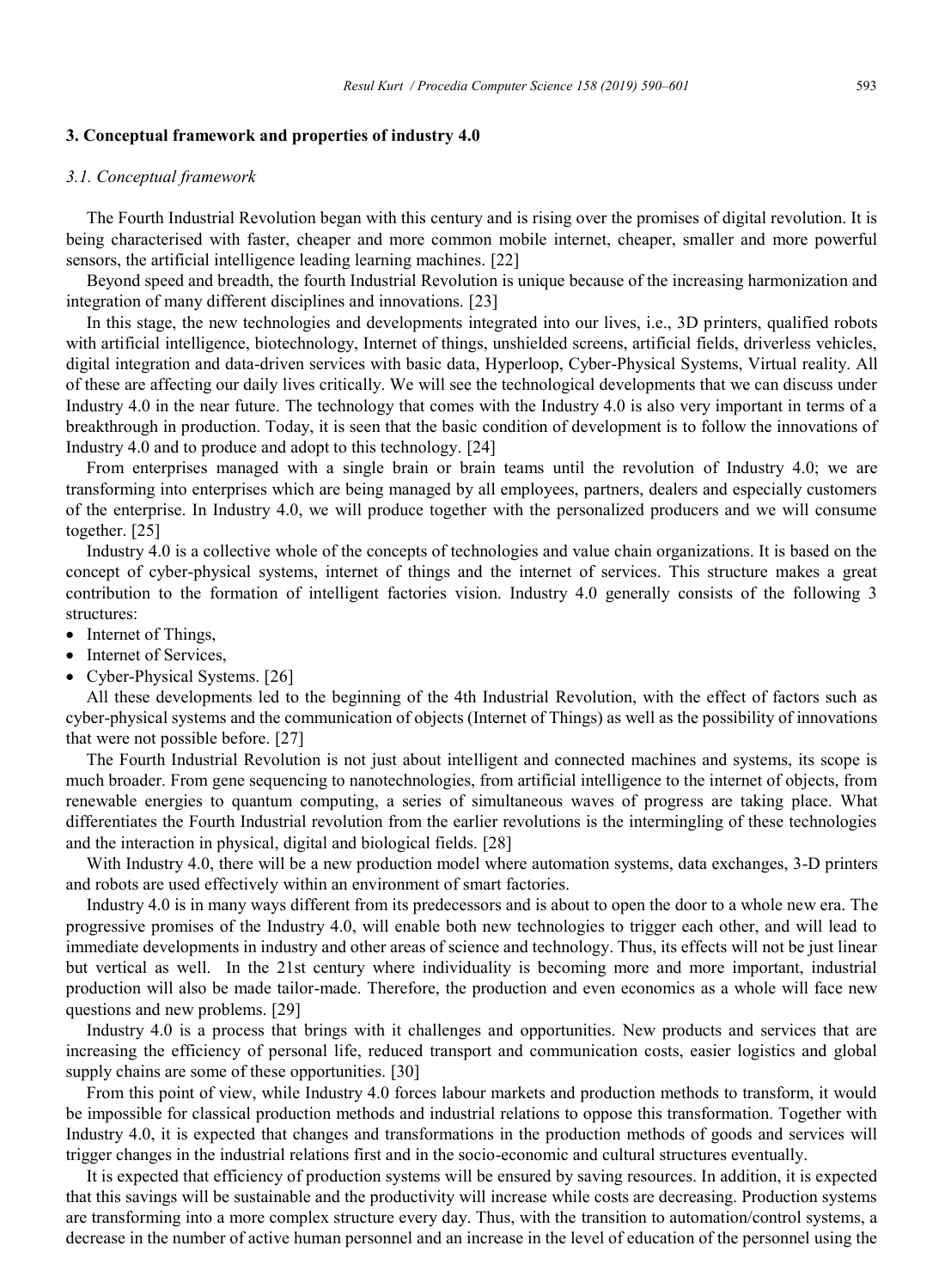## 3. Conceptual framework and properties of industry 4.0

### *3.1. Conceptual framework*

The Fourth Industrial Revolution began with this century and is rising over the promises of digital revolution. It is being characterised with faster, cheaper and more common mobile internet, cheaper, smaller and more powerful sensors, the artificial intelligence leading learning machines. [22]

Beyond speed and breadth, the fourth Industrial Revolution is unique because of the increasing harmonization and integration of many different disciplines and innovations. [23]

In this stage, the new technologies and developments integrated into our lives, i.e., 3D printers, qualified robots with artificial intelligence, biotechnology, Internet of things, unshielded screens, artificial fields, driverless vehicles, digital integration and data-driven services with basic data, Hyperloop, Cyber-Physical Systems, Virtual reality. All of these are affecting our daily lives critically. We will see the technological developments that we can discuss under Industry 4.0 in the near future. The technology that comes with the Industry 4.0 is also very important in terms of a breakthrough in production. Today, it is seen that the basic condition of development is to follow the innovations of Industry 4.0 and to produce and adopt to this technology. [24]

From enterprises managed with a single brain or brain teams until the revolution of Industry 4.0; we are transforming into enterprises which are being managed by all employees, partners, dealers and especially customers of the enterprise. In Industry 4.0, we will produce together with the personalized producers and we will consume together. [25]

Industry 4.0 is a collective whole of the concepts of technologies and value chain organizations. It is based on the concept of cyber-physical systems, internet of things and the internet of services. This structure makes a great contribution to the formation of intelligent factories vision. Industry 4.0 generally consists of the following 3 structures:

- Internet of Things,
- Internet of Services,
- Cyber-Physical Systems. [26]

All these developments led to the beginning of the 4th Industrial Revolution, with the effect of factors such as cyber-physical systems and the communication of objects (Internet of Things) as well as the possibility of innovations that were not possible before. [27]

The Fourth Industrial Revolution is not just about intelligent and connected machines and systems, its scope is much broader. From gene sequencing to nanotechnologies, from artificial intelligence to the internet of objects, from renewable energies to quantum computing, a series of simultaneous waves of progress are taking place. What differentiates the Fourth Industrial revolution from the earlier revolutions is the intermingling of these technologies and the interaction in physical, digital and biological fields. [28]

With Industry 4.0, there will be a new production model where automation systems, data exchanges, 3-D printers and robots are used effectively within an environment of smart factories.

Industry 4.0 is in many ways different from its predecessors and is about to open the door to a whole new era. The progressive promises of the Industry 4.0, will enable both new technologies to trigger each other, and will lead to immediate developments in industry and other areas of science and technology. Thus, its effects will not be just linear but vertical as well. In the 21st century where individuality is becoming more and more important, industrial production will also be made tailor-made. Therefore, the production and even economics as a whole will face new questions and new problems. [29]

Industry 4.0 is a process that brings with it challenges and opportunities. New products and services that are increasing the efficiency of personal life, reduced transport and communication costs, easier logistics and global supply chains are some of these opportunities. [30]

From this point of view, while Industry 4.0 forces labour markets and production methods to transform, it would be impossible for classical production methods and industrial relations to oppose this transformation. Together with Industry 4.0, it is expected that changes and transformations in the production methods of goods and services will trigger changes in the industrial relations first and in the socio-economic and cultural structures eventually.

It is expected that efficiency of production systems will be ensured by saving resources. In addition, it is expected that this savings will be sustainable and the productivity will increase while costs are decreasing. Production systems are transforming into a more complex structure every day. Thus, with the transition to automation/control systems, a decrease in the number of active human personnel and an increase in the level of education of the personnel using the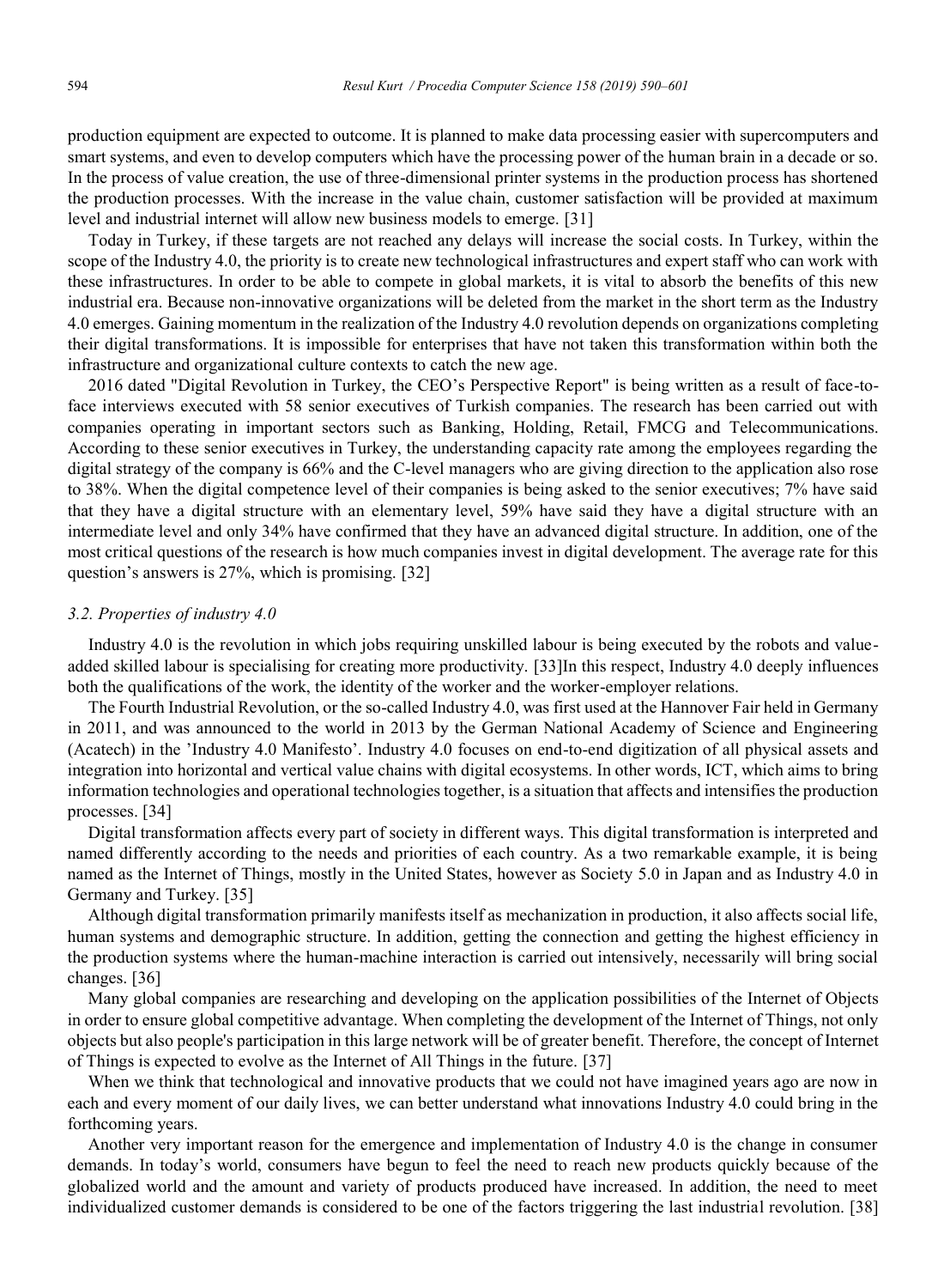production equipment are expected to outcome. It is planned to make data processing easier with supercomputers and smart systems, and even to develop computers which have the processing power of the human brain in a decade or so. In the process of value creation, the use of three-dimensional printer systems in the production process has shortened the production processes. With the increase in the value chain, customer satisfaction will be provided at maximum level and industrial internet will allow new business models to emerge. [31]

Today in Turkey, if these targets are not reached any delays will increase the social costs. In Turkey, within the scope of the Industry 4.0, the priority is to create new technological infrastructures and expert staff who can work with these infrastructures. In order to be able to compete in global markets, it is vital to absorb the benefits of this new industrial era. Because non-innovative organizations will be deleted from the market in the short term as the Industry 4.0 emerges. Gaining momentum in the realization of the Industry 4.0 revolution depends on organizations completing their digital transformations. It is impossible for enterprises that have not taken this transformation within both the infrastructure and organizational culture contexts to catch the new age.

2016 dated "Digital Revolution in Turkey, the CEO's Perspective Report" is being written as a result of face-to-face interviews executed with 58 senior executives of Turkish companies. The research has been carried out with companies operating in important sectors such as Banking, Holding, Retail, FMCG and Telecommunications. According to these senior executives in Turkey, the understanding capacity rate among the employees regarding the digital strategy of the company is 66% and the C-level managers who are giving direction to the application also rose to 38%. When the digital competence level of their companies is being asked to the senior executives; 7% have said that they have a digital structure with an elementary level, 59% have said they have a digital structure with an intermediate level and only 34% have confirmed that they have an advanced digital structure. In addition, one of the most critical questions of the research is how much companies invest in digital development. The average rate for this question's answers is 27%, which is promising. [32]

### *3.2. Properties of industry 4.0*

Industry 4.0 is the revolution in which jobs requiring unskilled labour is being executed by the robots and value-added skilled labour is specialising for creating more productivity. [33]In this respect, Industry 4.0 deeply influences both the qualifications of the work, the identity of the worker and the worker-employer relations.

The Fourth Industrial Revolution, or the so-called Industry 4.0, was first used at the Hannover Fair held in Germany in 2011, and was announced to the world in 2013 by the German National Academy of Science and Engineering (Acatech) in the 'Industry 4.0 Manifesto'. Industry 4.0 focuses on end-to-end digitization of all physical assets and integration into horizontal and vertical value chains with digital ecosystems. In other words, ICT, which aims to bring information technologies and operational technologies together, is a situation that affects and intensifies the production processes. [34]

Digital transformation affects every part of society in different ways. This digital transformation is interpreted and named differently according to the needs and priorities of each country. As a two remarkable example, it is being named as the Internet of Things, mostly in the United States, however as Society 5.0 in Japan and as Industry 4.0 in Germany and Turkey. [35]

Although digital transformation primarily manifests itself as mechanization in production, it also affects social life, human systems and demographic structure. In addition, getting the connection and getting the highest efficiency in the production systems where the human-machine interaction is carried out intensively, necessarily will bring social changes. [36]

Many global companies are researching and developing on the application possibilities of the Internet of Objects in order to ensure global competitive advantage. When completing the development of the Internet of Things, not only objects but also people's participation in this large network will be of greater benefit. Therefore, the concept of Internet of Things is expected to evolve as the Internet of All Things in the future. [37]

When we think that technological and innovative products that we could not have imagined years ago are now in each and every moment of our daily lives, we can better understand what innovations Industry 4.0 could bring in the forthcoming years.

Another very important reason for the emergence and implementation of Industry 4.0 is the change in consumer demands. In today's world, consumers have begun to feel the need to reach new products quickly because of the globalized world and the amount and variety of products produced have increased. In addition, the need to meet individualized customer demands is considered to be one of the factors triggering the last industrial revolution. [38]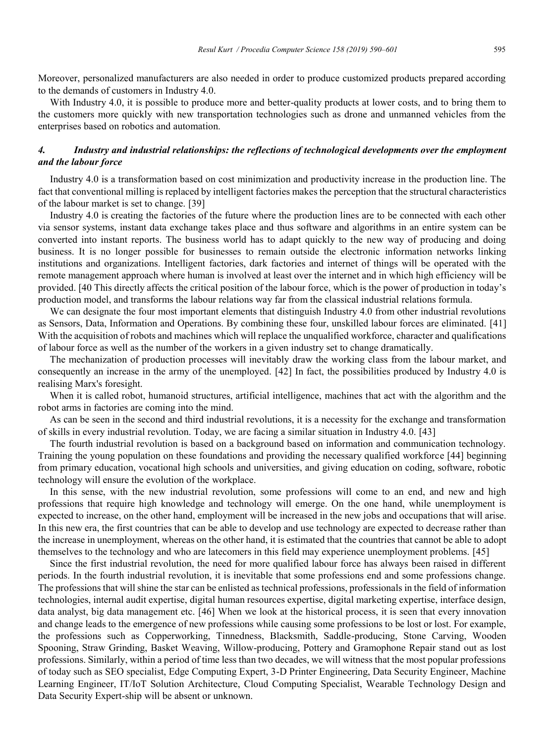Moreover, personalized manufacturers are also needed in order to produce customized products prepared according to the demands of customers in Industry 4.0.

With Industry 4.0, it is possible to produce more and better-quality products at lower costs, and to bring them to the customers more quickly with new transportation technologies such as drone and unmanned vehicles from the enterprises based on robotics and automation.

## *4. Industry and industrial relationships: the reflections of technological developments over the employment and the labour force*

Industry 4.0 is a transformation based on cost minimization and productivity increase in the production line. The fact that conventional milling is replaced by intelligent factories makes the perception that the structural characteristics of the labour market is set to change. [39]

Industry 4.0 is creating the factories of the future where the production lines are to be connected with each other via sensor systems, instant data exchange takes place and thus software and algorithms in an entire system can be converted into instant reports. The business world has to adapt quickly to the new way of producing and doing business. It is no longer possible for businesses to remain outside the electronic information networks linking institutions and organizations. Intelligent factories, dark factories and internet of things will be operated with the remote management approach where human is involved at least over the internet and in which high efficiency will be provided. [40 This directly affects the critical position of the labour force, which is the power of production in today's production model, and transforms the labour relations way far from the classical industrial relations formula.

We can designate the four most important elements that distinguish Industry 4.0 from other industrial revolutions as Sensors, Data, Information and Operations. By combining these four, unskilled labour forces are eliminated. [41] With the acquisition of robots and machines which will replace the unqualified workforce, character and qualifications of labour force as well as the number of the workers in a given industry set to change dramatically.

The mechanization of production processes will inevitably draw the working class from the labour market, and consequently an increase in the army of the unemployed. [42] In fact, the possibilities produced by Industry 4.0 is realising Marx's foresight.

When it is called robot, humanoid structures, artificial intelligence, machines that act with the algorithm and the robot arms in factories are coming into the mind.

As can be seen in the second and third industrial revolutions, it is a necessity for the exchange and transformation of skills in every industrial revolution. Today, we are facing a similar situation in Industry 4.0. [43]

The fourth industrial revolution is based on a background based on information and communication technology. Training the young population on these foundations and providing the necessary qualified workforce [44] beginning from primary education, vocational high schools and universities, and giving education on coding, software, robotic technology will ensure the evolution of the workplace.

In this sense, with the new industrial revolution, some professions will come to an end, and new and high professions that require high knowledge and technology will emerge. On the one hand, while unemployment is expected to increase, on the other hand, employment will be increased in the new jobs and occupations that will arise. In this new era, the first countries that can be able to develop and use technology are expected to decrease rather than the increase in unemployment, whereas on the other hand, it is estimated that the countries that cannot be able to adopt themselves to the technology and who are latecomers in this field may experience unemployment problems. [45]

Since the first industrial revolution, the need for more qualified labour force has always been raised in different periods. In the fourth industrial revolution, it is inevitable that some professions end and some professions change. The professions that will shine the star can be enlisted as technical professions, professionals in the field of information technologies, internal audit expertise, digital human resources expertise, digital marketing expertise, interface design, data analyst, big data management etc. [46] When we look at the historical process, it is seen that every innovation and change leads to the emergence of new professions while causing some professions to be lost or lost. For example, the professions such as Copperworking, Tinnedness, Blacksmith, Saddle-producing, Stone Carving, Wooden Spooning, Straw Grinding, Basket Weaving, Willow-producing, Pottery and Gramophone Repair stand out as lost professions. Similarly, within a period of time less than two decades, we will witness that the most popular professions of today such as SEO specialist, Edge Computing Expert, 3-D Printer Engineering, Data Security Engineer, Machine Learning Engineer, IT/IoT Solution Architecture, Cloud Computing Specialist, Wearable Technology Design and Data Security Expert-ship will be absent or unknown.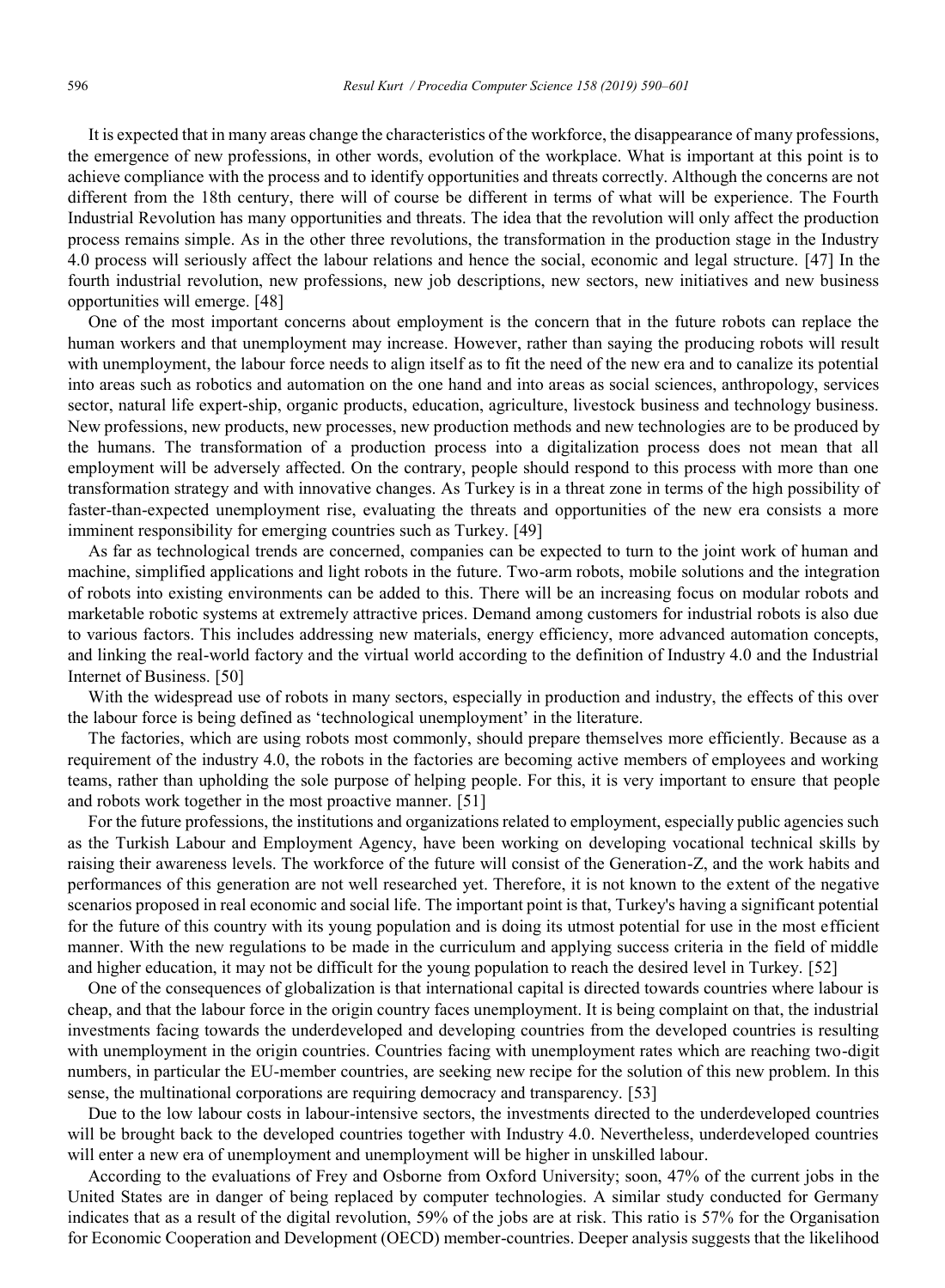It is expected that in many areas change the characteristics of the workforce, the disappearance of many professions, the emergence of new professions, in other words, evolution of the workplace. What is important at this point is to achieve compliance with the process and to identify opportunities and threats correctly. Although the concerns are not different from the 18th century, there will of course be different in terms of what will be experience. The Fourth Industrial Revolution has many opportunities and threats. The idea that the revolution will only affect the production process remains simple. As in the other three revolutions, the transformation in the production stage in the Industry 4.0 process will seriously affect the labour relations and hence the social, economic and legal structure. [47] In the fourth industrial revolution, new professions, new job descriptions, new sectors, new initiatives and new business opportunities will emerge. [48]

One of the most important concerns about employment is the concern that in the future robots can replace the human workers and that unemployment may increase. However, rather than saying the producing robots will result with unemployment, the labour force needs to align itself as to fit the need of the new era and to canalize its potential into areas such as robotics and automation on the one hand and into areas as social sciences, anthropology, services sector, natural life expert-ship, organic products, education, agriculture, livestock business and technology business. New professions, new products, new processes, new production methods and new technologies are to be produced by the humans. The transformation of a production process into a digitalization process does not mean that all employment will be adversely affected. On the contrary, people should respond to this process with more than one transformation strategy and with innovative changes. As Turkey is in a threat zone in terms of the high possibility of faster-than-expected unemployment rise, evaluating the threats and opportunities of the new era consists a more imminent responsibility for emerging countries such as Turkey. [49]

As far as technological trends are concerned, companies can be expected to turn to the joint work of human and machine, simplified applications and light robots in the future. Two-arm robots, mobile solutions and the integration of robots into existing environments can be added to this. There will be an increasing focus on modular robots and marketable robotic systems at extremely attractive prices. Demand among customers for industrial robots is also due to various factors. This includes addressing new materials, energy efficiency, more advanced automation concepts, and linking the real-world factory and the virtual world according to the definition of Industry 4.0 and the Industrial Internet of Business. [50]

With the widespread use of robots in many sectors, especially in production and industry, the effects of this over the labour force is being defined as 'technological unemployment' in the literature.

The factories, which are using robots most commonly, should prepare themselves more efficiently. Because as a requirement of the industry 4.0, the robots in the factories are becoming active members of employees and working teams, rather than upholding the sole purpose of helping people. For this, it is very important to ensure that people and robots work together in the most proactive manner. [51]

For the future professions, the institutions and organizations related to employment, especially public agencies such as the Turkish Labour and Employment Agency, have been working on developing vocational technical skills by raising their awareness levels. The workforce of the future will consist of the Generation-Z, and the work habits and performances of this generation are not well researched yet. Therefore, it is not known to the extent of the negative scenarios proposed in real economic and social life. The important point is that, Turkey's having a significant potential for the future of this country with its young population and is doing its utmost potential for use in the most efficient manner. With the new regulations to be made in the curriculum and applying success criteria in the field of middle and higher education, it may not be difficult for the young population to reach the desired level in Turkey. [52]

One of the consequences of globalization is that international capital is directed towards countries where labour is cheap, and that the labour force in the origin country faces unemployment. It is being complaint on that, the industrial investments facing towards the underdeveloped and developing countries from the developed countries is resulting with unemployment in the origin countries. Countries facing with unemployment rates which are reaching two-digit numbers, in particular the EU-member countries, are seeking new recipe for the solution of this new problem. In this sense, the multinational corporations are requiring democracy and transparency. [53]

Due to the low labour costs in labour-intensive sectors, the investments directed to the underdeveloped countries will be brought back to the developed countries together with Industry 4.0. Nevertheless, underdeveloped countries will enter a new era of unemployment and unemployment will be higher in unskilled labour.

According to the evaluations of Frey and Osborne from Oxford University; soon, 47% of the current jobs in the United States are in danger of being replaced by computer technologies. A similar study conducted for Germany indicates that as a result of the digital revolution, 59% of the jobs are at risk. This ratio is 57% for the Organisation for Economic Cooperation and Development (OECD) member-countries. Deeper analysis suggests that the likelihood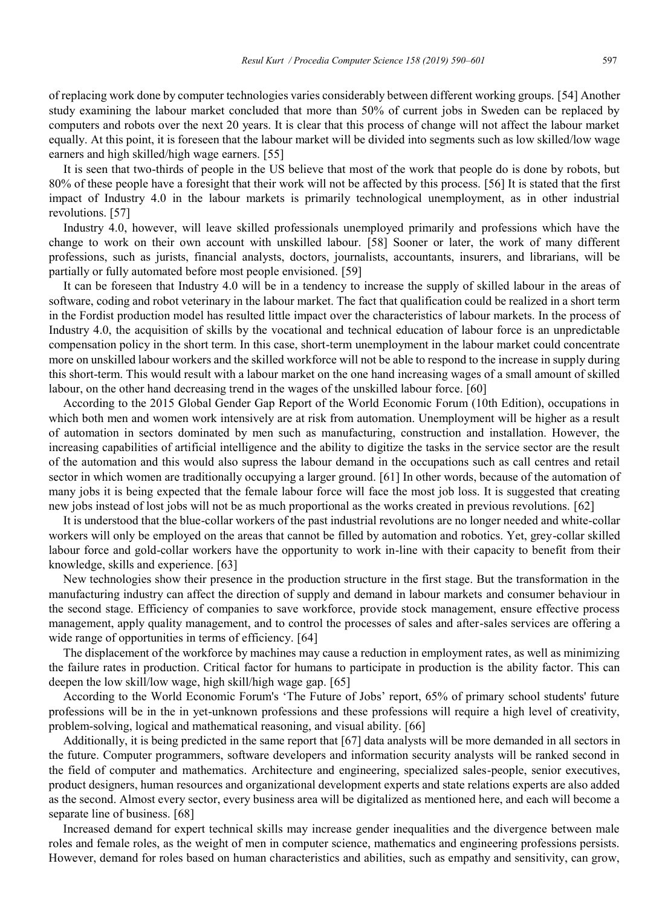of replacing work done by computer technologies varies considerably between different working groups. [54] Another study examining the labour market concluded that more than 50% of current jobs in Sweden can be replaced by computers and robots over the next 20 years. It is clear that this process of change will not affect the labour market equally. At this point, it is foreseen that the labour market will be divided into segments such as low skilled/low wage earners and high skilled/high wage earners. [55]

It is seen that two-thirds of people in the US believe that most of the work that people do is done by robots, but 80% of these people have a foresight that their work will not be affected by this process. [56] It is stated that the first impact of Industry 4.0 in the labour markets is primarily technological unemployment, as in other industrial revolutions. [57]

Industry 4.0, however, will leave skilled professionals unemployed primarily and professions which have the change to work on their own account with unskilled labour. [58] Sooner or later, the work of many different professions, such as jurists, financial analysts, doctors, journalists, accountants, insurers, and librarians, will be partially or fully automated before most people envisioned. [59]

It can be foreseen that Industry 4.0 will be in a tendency to increase the supply of skilled labour in the areas of software, coding and robot veterinary in the labour market. The fact that qualification could be realized in a short term in the Fordist production model has resulted little impact over the characteristics of labour markets. In the process of Industry 4.0, the acquisition of skills by the vocational and technical education of labour force is an unpredictable compensation policy in the short term. In this case, short-term unemployment in the labour market could concentrate more on unskilled labour workers and the skilled workforce will not be able to respond to the increase in supply during this short-term. This would result with a labour market on the one hand increasing wages of a small amount of skilled labour, on the other hand decreasing trend in the wages of the unskilled labour force. [60]

According to the 2015 Global Gender Gap Report of the World Economic Forum (10th Edition), occupations in which both men and women work intensively are at risk from automation. Unemployment will be higher as a result of automation in sectors dominated by men such as manufacturing, construction and installation. However, the increasing capabilities of artificial intelligence and the ability to digitize the tasks in the service sector are the result of the automation and this would also supress the labour demand in the occupations such as call centres and retail sector in which women are traditionally occupying a larger ground. [61] In other words, because of the automation of many jobs it is being expected that the female labour force will face the most job loss. It is suggested that creating new jobs instead of lost jobs will not be as much proportional as the works created in previous revolutions. [62]

It is understood that the blue-collar workers of the past industrial revolutions are no longer needed and white-collar workers will only be employed on the areas that cannot be filled by automation and robotics. Yet, grey-collar skilled labour force and gold-collar workers have the opportunity to work in-line with their capacity to benefit from their knowledge, skills and experience. [63]

New technologies show their presence in the production structure in the first stage. But the transformation in the manufacturing industry can affect the direction of supply and demand in labour markets and consumer behaviour in the second stage. Efficiency of companies to save workforce, provide stock management, ensure effective process management, apply quality management, and to control the processes of sales and after-sales services are offering a wide range of opportunities in terms of efficiency. [64]

The displacement of the workforce by machines may cause a reduction in employment rates, as well as minimizing the failure rates in production. Critical factor for humans to participate in production is the ability factor. This can deepen the low skill/low wage, high skill/high wage gap. [65]

According to the World Economic Forum's 'The Future of Jobs' report, 65% of primary school students' future professions will be in the in yet-unknown professions and these professions will require a high level of creativity, problem-solving, logical and mathematical reasoning, and visual ability. [66]

Additionally, it is being predicted in the same report that [67] data analysts will be more demanded in all sectors in the future. Computer programmers, software developers and information security analysts will be ranked second in the field of computer and mathematics. Architecture and engineering, specialized sales-people, senior executives, product designers, human resources and organizational development experts and state relations experts are also added as the second. Almost every sector, every business area will be digitalized as mentioned here, and each will become a separate line of business. [68]

Increased demand for expert technical skills may increase gender inequalities and the divergence between male roles and female roles, as the weight of men in computer science, mathematics and engineering professions persists. However, demand for roles based on human characteristics and abilities, such as empathy and sensitivity, can grow,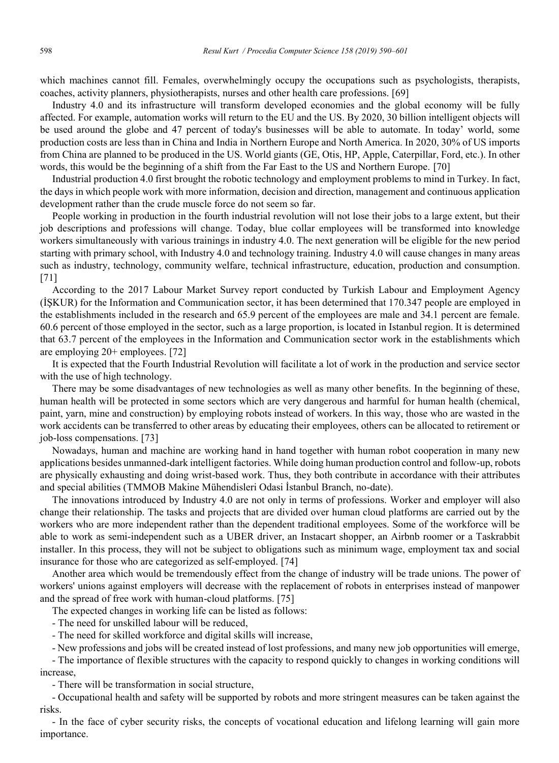which machines cannot fill. Females, overwhelmingly occupy the occupations such as psychologists, therapists, coaches, activity planners, physiotherapists, nurses and other health care professions. [69]

Industry 4.0 and its infrastructure will transform developed economies and the global economy will be fully affected. For example, automation works will return to the EU and the US. By 2020, 30 billion intelligent objects will be used around the globe and 47 percent of today's businesses will be able to automate. In today' world, some production costs are less than in China and India in Northern Europe and North America. In 2020, 30% of US imports from China are planned to be produced in the US. World giants (GE, Otis, HP, Apple, Caterpillar, Ford, etc.). In other words, this would be the beginning of a shift from the Far East to the US and Northern Europe. [70]

Industrial production 4.0 first brought the robotic technology and employment problems to mind in Turkey. In fact, the days in which people work with more information, decision and direction, management and continuous application development rather than the crude muscle force do not seem so far.

People working in production in the fourth industrial revolution will not lose their jobs to a large extent, but their job descriptions and professions will change. Today, blue collar employees will be transformed into knowledge workers simultaneously with various trainings in industry 4.0. The next generation will be eligible for the new period starting with primary school, with Industry 4.0 and technology training. Industry 4.0 will cause changes in many areas such as industry, technology, community welfare, technical infrastructure, education, production and consumption. [71]

According to the 2017 Labour Market Survey report conducted by Turkish Labour and Employment Agency (İŞKUR) for the Information and Communication sector, it has been determined that 170.347 people are employed in the establishments included in the research and 65.9 percent of the employees are male and 34.1 percent are female. 60.6 percent of those employed in the sector, such as a large proportion, is located in Istanbul region. It is determined that 63.7 percent of the employees in the Information and Communication sector work in the establishments which are employing 20+ employees. [72]

It is expected that the Fourth Industrial Revolution will facilitate a lot of work in the production and service sector with the use of high technology.

There may be some disadvantages of new technologies as well as many other benefits. In the beginning of these, human health will be protected in some sectors which are very dangerous and harmful for human health (chemical, paint, yarn, mine and construction) by employing robots instead of workers. In this way, those who are wasted in the work accidents can be transferred to other areas by educating their employees, others can be allocated to retirement or job-loss compensations. [73]

Nowadays, human and machine are working hand in hand together with human robot cooperation in many new applications besides unmanned-dark intelligent factories. While doing human production control and follow-up, robots are physically exhausting and doing wrist-based work. Thus, they both contribute in accordance with their attributes and special abilities (TMMOB Makine Mühendisleri Odasi İstanbul Branch, no-date).

The innovations introduced by Industry 4.0 are not only in terms of professions. Worker and employer will also change their relationship. The tasks and projects that are divided over human cloud platforms are carried out by the workers who are more independent rather than the dependent traditional employees. Some of the workforce will be able to work as semi-independent such as a UBER driver, an Instacart shopper, an Airbnb roomer or a Taskrabbit installer. In this process, they will not be subject to obligations such as minimum wage, employment tax and social insurance for those who are categorized as self-employed. [74]

Another area which would be tremendously effect from the change of industry will be trade unions. The power of workers' unions against employers will decrease with the replacement of robots in enterprises instead of manpower and the spread of free work with human-cloud platforms. [75]

The expected changes in working life can be listed as follows:

- The need for unskilled labour will be reduced,
- The need for skilled workforce and digital skills will increase,
- New professions and jobs will be created instead of lost professions, and many new job opportunities will emerge,
- The importance of flexible structures with the capacity to respond quickly to changes in working conditions will increase,
- There will be transformation in social structure,
- Occupational health and safety will be supported by robots and more stringent measures can be taken against the risks.
- In the face of cyber security risks, the concepts of vocational education and lifelong learning will gain more importance.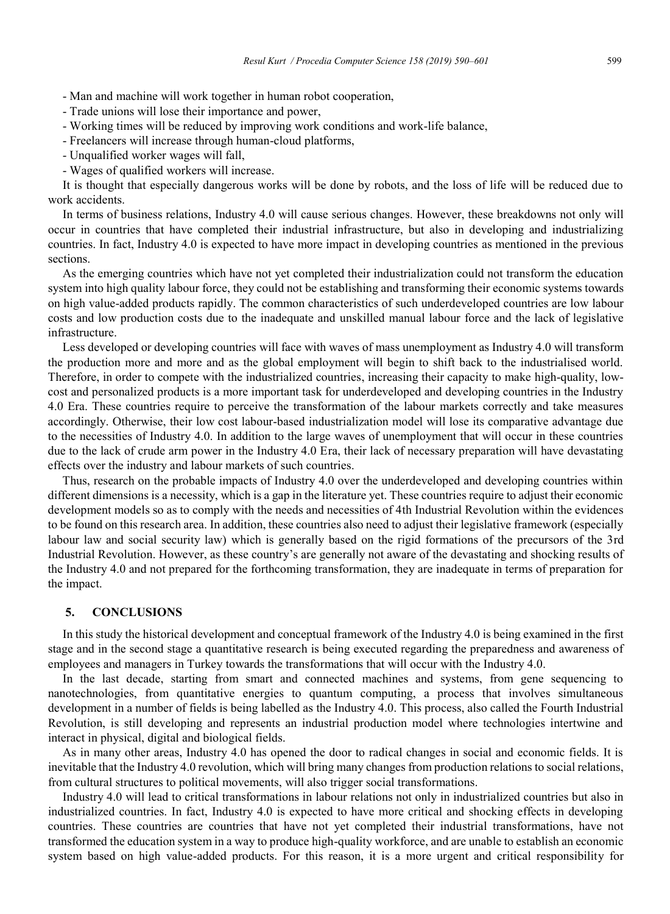- Man and machine will work together in human robot cooperation,
- Trade unions will lose their importance and power,
- Working times will be reduced by improving work conditions and work-life balance,
- Freelancers will increase through human-cloud platforms,
- Unqualified worker wages will fall,
- Wages of qualified workers will increase.

It is thought that especially dangerous works will be done by robots, and the loss of life will be reduced due to work accidents.

In terms of business relations, Industry 4.0 will cause serious changes. However, these breakdowns not only will occur in countries that have completed their industrial infrastructure, but also in developing and industrializing countries. In fact, Industry 4.0 is expected to have more impact in developing countries as mentioned in the previous sections.

As the emerging countries which have not yet completed their industrialization could not transform the education system into high quality labour force, they could not be establishing and transforming their economic systems towards on high value-added products rapidly. The common characteristics of such underdeveloped countries are low labour costs and low production costs due to the inadequate and unskilled manual labour force and the lack of legislative infrastructure.

Less developed or developing countries will face with waves of mass unemployment as Industry 4.0 will transform the production more and more and as the global employment will begin to shift back to the industrialised world. Therefore, in order to compete with the industrialized countries, increasing their capacity to make high-quality, low-cost and personalized products is a more important task for underdeveloped and developing countries in the Industry 4.0 Era. These countries require to perceive the transformation of the labour markets correctly and take measures accordingly. Otherwise, their low cost labour-based industrialization model will lose its comparative advantage due to the necessities of Industry 4.0. In addition to the large waves of unemployment that will occur in these countries due to the lack of crude arm power in the Industry 4.0 Era, their lack of necessary preparation will have devastating effects over the industry and labour markets of such countries.

Thus, research on the probable impacts of Industry 4.0 over the underdeveloped and developing countries within different dimensions is a necessity, which is a gap in the literature yet. These countries require to adjust their economic development models so as to comply with the needs and necessities of 4th Industrial Revolution within the evidences to be found on this research area. In addition, these countries also need to adjust their legislative framework (especially labour law and social security law) which is generally based on the rigid formations of the precursors of the 3rd Industrial Revolution. However, as these country's are generally not aware of the devastating and shocking results of the Industry 4.0 and not prepared for the forthcoming transformation, they are inadequate in terms of preparation for the impact.

## 5. CONCLUSIONS

In this study the historical development and conceptual framework of the Industry 4.0 is being examined in the first stage and in the second stage a quantitative research is being executed regarding the preparedness and awareness of employees and managers in Turkey towards the transformations that will occur with the Industry 4.0.

In the last decade, starting from smart and connected machines and systems, from gene sequencing to nanotechnologies, from quantitative energies to quantum computing, a process that involves simultaneous development in a number of fields is being labelled as the Industry 4.0. This process, also called the Fourth Industrial Revolution, is still developing and represents an industrial production model where technologies intertwine and interact in physical, digital and biological fields.

As in many other areas, Industry 4.0 has opened the door to radical changes in social and economic fields. It is inevitable that the Industry 4.0 revolution, which will bring many changes from production relations to social relations, from cultural structures to political movements, will also trigger social transformations.

Industry 4.0 will lead to critical transformations in labour relations not only in industrialized countries but also in industrialized countries. In fact, Industry 4.0 is expected to have more critical and shocking effects in developing countries. These countries are countries that have not yet completed their industrial transformations, have not transformed the education system in a way to produce high-quality workforce, and are unable to establish an economic system based on high value-added products. For this reason, it is a more urgent and critical responsibility for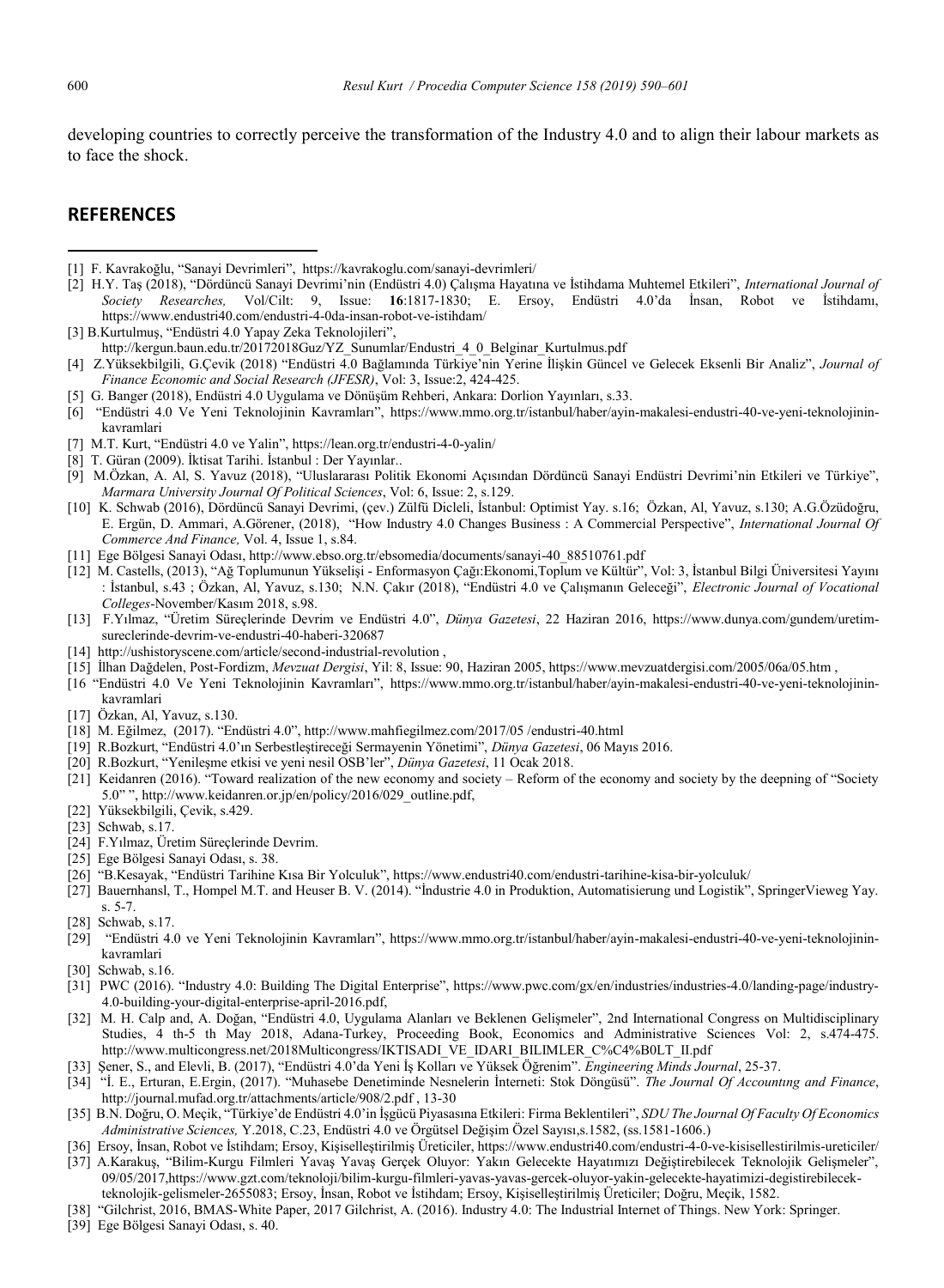developing countries to correctly perceive the transformation of the Industry 4.0 and to align their labour markets as to face the shock.

## REFERENCES

[1] F. Kavrakoğlu, "Sanayi Devrimleri", https://kavrakoglu.com/sanayi-devrimleri/

[2] H.Y. Taş (2018), "Dördüncü Sanayi Devrimi'nin (Endüstri 4.0) Çalışma Hayatına ve İstihdama Muhtemel Etkileri", *International Journal of Society Researches,* Vol/Cilt: 9, Issue: **16**:1817-1830; E. Ersoy, Endüstri 4.0'da İnsan, Robot ve İstihdamı, https://www.endustri40.com/endustri-4-0da-insan-robot-ve-istihdam/

[3] B.Kurtulmuş, "Endüstri 4.0 Yapay Zeka Teknolojileri", http://kergun.baun.edu.tr/20172018Guz/YZ_Sunumlar/Endustri_4_0_Belginar_Kurtulmus.pdf

[4] Z.Yüksekbilgili, G.Çevik (2018) "Endüstri 4.0 Bağlamında Türkiye'nin Yerine İlişkin Güncel ve Gelecek Eksenli Bir Analiz", *Journal of Finance Economic and Social Research (JFESR)*, Vol: 3, Issue:2, 424-425.

[5] G. Banger (2018), Endüstri 4.0 Uygulama ve Dönüşüm Rehberi, Ankara: Dorlion Yayınları, s.33.

[6] "Endüstri 4.0 Ve Yeni Teknolojinin Kavramları", https://www.mmo.org.tr/istanbul/haber/ayin-makalesi-endustri-40-ve-yeni-teknolojinin-kavramlari

[7] M.T. Kurt, "Endüstri 4.0 ve Yalin", https://lean.org.tr/endustri-4-0-yalin/

[8] T. Güran (2009). İktisat Tarihi. İstanbul : Der Yayınlar..

[9] M.Özkan, A. Al, S. Yavuz (2018), "Uluslararası Politik Ekonomi Açısından Dördüncü Sanayi Endüstri Devrimi'nin Etkileri ve Türkiye", *Marmara University Journal Of Political Sciences*, Vol: 6, Issue: 2, s.129.

[10] K. Schwab (2016), Dördüncü Sanayi Devrimi, (çev.) Zülfü Dicleli, İstanbul: Optimist Yay. s.16; Özkan, Al, Yavuz, s.130; A.G.Özüdoğru, E. Ergün, D. Ammari, A.Görener, (2018), "How Industry 4.0 Changes Business : A Commercial Perspective", *International Journal Of Commerce And Finance,* Vol. 4, Issue 1, s.84.

[11] Ege Bölgesi Sanayi Odası, http://www.ebso.org.tr/ebsomedia/documents/sanayi-40_88510761.pdf

[12] M. Castells, (2013), "Ağ Toplumunun Yükselişi - Enformasyon Çağı:Ekonomi,Toplum ve Kültür", Vol: 3, İstanbul Bilgi Üniversitesi Yayını : İstanbul, s.43 ; Özkan, Al, Yavuz, s.130; N.N. Çakır (2018), "Endüstri 4.0 ve Çalışmanın Geleceği", *Electronic Journal of Vocational Colleges*-November/Kasım 2018, s.98.

[13] F.Yılmaz, "Üretim Süreçlerinde Devrim ve Endüstri 4.0", *Dünya Gazetesi*, 22 Haziran 2016, https://www.dunya.com/gundem/uretim-sureclerinde-devrim-ve-endustri-40-haberi-320687

[14] http://ushistoryscene.com/article/second-industrial-revolution ,

[15] İlhan Dağdelen, Post-Fordizm, *Mevzuat Dergisi*, Yil: 8, Issue: 90, Haziran 2005, https://www.mevzuatdergisi.com/2005/06a/05.htm ,

[16 "Endüstri 4.0 Ve Yeni Teknolojinin Kavramları", https://www.mmo.org.tr/istanbul/haber/ayin-makalesi-endustri-40-ve-yeni-teknolojinin-kavramlari

[17] Özkan, Al, Yavuz, s.130.

[18] M. Eğilmez, (2017). "Endüstri 4.0", http://www.mahfiegilmez.com/2017/05 /endustri-40.html

[19] R.Bozkurt, "Endüstri 4.0'ın Serbestleştireceği Sermayenin Yönetimi", *Dünya Gazetesi*, 06 Mayıs 2016.

[20] R.Bozkurt, "Yenileşme etkisi ve yeni nesil OSB'ler", *Dünya Gazetesi*, 11 Ocak 2018.

[21] Keidanren (2016). "Toward realization of the new economy and society – Reform of the economy and society by the deepning of "Society 5.0" ", http://www.keidanren.or.jp/en/policy/2016/029_outline.pdf,

[22] Yüksekbilgili, Çevik, s.429.

[23] Schwab, s.17.

[24] F.Yılmaz, Üretim Süreçlerinde Devrim.

[25] Ege Bölgesi Sanayi Odası, s. 38.

[26] "B.Kesayak, "Endüstri Tarihine Kısa Bir Yolculuk", https://www.endustri40.com/endustri-tarihine-kisa-bir-yolculuk/

[27] Bauernhansl, T., Hompel M.T. and Heuser B. V. (2014). "İndustrie 4.0 in Produktion, Automatisierung und Logistik", SpringerVieweg Yay. s. 5-7.

[28] Schwab, s.17.

[29] "Endüstri 4.0 ve Yeni Teknolojinin Kavramları", https://www.mmo.org.tr/istanbul/haber/ayin-makalesi-endustri-40-ve-yeni-teknolojinin-kavramlari

[30] Schwab, s.16.

[31] PWC (2016). "Industry 4.0: Building The Digital Enterprise", https://www.pwc.com/gx/en/industries/industries-4.0/landing-page/industry-4.0-building-your-digital-enterprise-april-2016.pdf,

[32] M. H. Calp and, A. Doğan, "Endüstri 4.0, Uygulama Alanları ve Beklenen Gelişmeler", 2nd International Congress on Multidisciplinary Studies, 4 th-5 th May 2018, Adana-Turkey, Proceeding Book, Economics and Administrative Sciences Vol: 2, s.474-475. http://www.multicongress.net/2018Multicongress/IKTISADI_VE_IDARI_BILIMLER_C%C4%B0LT_II.pdf

[33] Şener, S., and Elevli, B. (2017), "Endüstri 4.0'da Yeni İş Kolları ve Yüksek Öğrenim". *Engineering Minds Journal*, 25-37.

[34] "İ. E., Erturan, E.Ergin, (2017). "Muhasebe Denetiminde Nesnelerin İnterneti: Stok Döngüsü". *The Journal Of Accountıng and Finance*, http://journal.mufad.org.tr/attachments/article/908/2.pdf , 13-30

[35] B.N. Doğru, O. Meçik, "Türkiye'de Endüstri 4.0'in İşgücü Piyasasına Etkileri: Firma Beklentileri", *SDU The Journal Of Faculty Of Economics Administrative Sciences,* Y.2018, C.23, Endüstri 4.0 ve Örgütsel Değişim Özel Sayısı,s.1582, (ss.1581-1606.)

[36] Ersoy, İnsan, Robot ve İstihdam; Ersoy, Kişiselleştirilmiş Üreticiler, https://www.endustri40.com/endustri-4-0-ve-kisisellestirilmis-ureticiler/

[37] A.Karakuş, "Bilim-Kurgu Filmleri Yavaş Yavaş Gerçek Oluyor: Yakın Gelecekte Hayatımızı Değiştirebilecek Teknolojik Gelişmeler", 09/05/2017,https://www.gzt.com/teknoloji/bilim-kurgu-filmleri-yavas-yavas-gercek-oluyor-yakin-gelecekte-hayatimizi-degistirebilecek-teknolojik-gelismeler-2655083; Ersoy, İnsan, Robot ve İstihdam; Ersoy, Kişiselleştirilmiş Üreticiler; Doğru, Meçik, 1582.

[38] "Gilchrist, 2016, BMAS-White Paper, 2017 Gilchrist, A. (2016). Industry 4.0: The Industrial Internet of Things. New York: Springer.

[39] Ege Bölgesi Sanayi Odası, s. 40.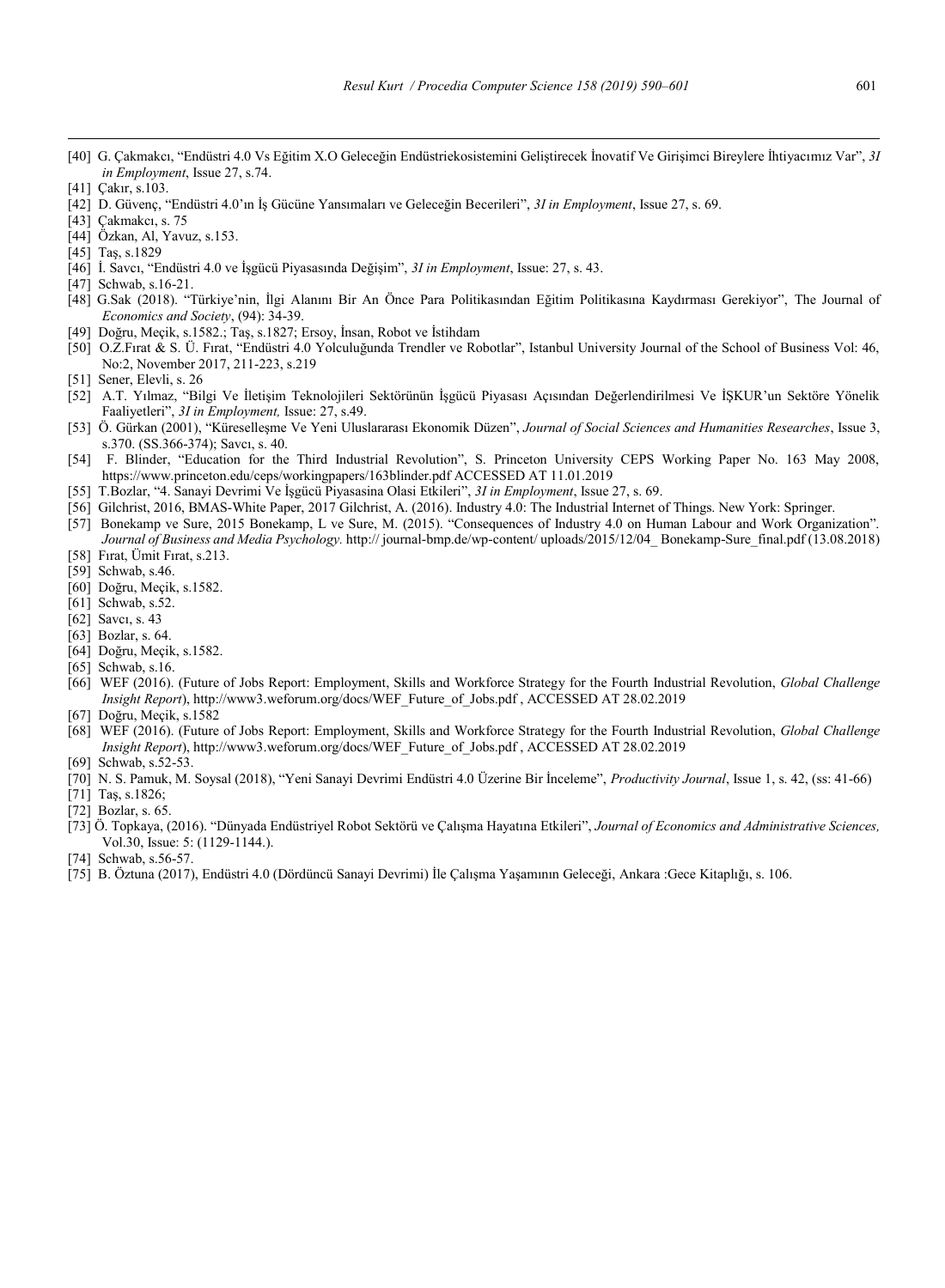[40] G. Çakmakcı, "Endüstri 4.0 Vs Eğitim X.O Geleceğin Endüstriekosistemini Geliştirecek İnovatif Ve Girişimci Bireylere İhtiyacımız Var", *3I in Employment*, Issue 27, s.74.

[41] Çakır, s.103.

[42] D. Güvenç, "Endüstri 4.0'ın İş Gücüne Yansımaları ve Geleceğin Becerileri", *3I in Employment*, Issue 27, s. 69.

[43] Çakmakcı, s. 75

[44] Özkan, Al, Yavuz, s.153.

[45] Taş, s.1829

[46] İ. Savcı, "Endüstri 4.0 ve İşgücü Piyasasında Değişim", *3I in Employment*, Issue: 27, s. 43.

[47] Schwab, s.16-21.

[48] G.Sak (2018). "Türkiye'nin, İlgi Alanını Bir An Önce Para Politikasından Eğitim Politikasına Kaydırması Gerekiyor", The Journal of *Economics and Society*, (94): 34-39.

[49] Doğru, Meçik, s.1582.; Taş, s.1827; Ersoy, İnsan, Robot ve İstihdam

[50] O.Z.Fırat & S. Ü. Fırat, "Endüstri 4.0 Yolculuğunda Trendler ve Robotlar", Istanbul University Journal of the School of Business Vol: 46, No:2, November 2017, 211-223, s.219

[51] Sener, Elevli, s. 26

[52] A.T. Yılmaz, "Bilgi Ve İletişim Teknolojileri Sektörünün İşgücü Piyasası Açısından Değerlendirilmesi Ve İŞKUR'un Sektöre Yönelik Faaliyetleri", *3I in Employment,* Issue: 27, s.49.

[53] Ö. Gürkan (2001), "Küreselleşme Ve Yeni Uluslararası Ekonomik Düzen", *Journal of Social Sciences and Humanities Researches*, Issue 3, s.370. (SS.366-374); Savcı, s. 40.

[54] F. Blinder, "Education for the Third Industrial Revolution", S. Princeton University CEPS Working Paper No. 163 May 2008, https://www.princeton.edu/ceps/workingpapers/163blinder.pdf ACCESSED AT 11.01.2019

[55] T.Bozlar, "4. Sanayi Devrimi Ve İşgücü Piyasasina Olasi Etkileri", *3I in Employment*, Issue 27, s. 69.

[56] Gilchrist, 2016, BMAS-White Paper, 2017 Gilchrist, A. (2016). Industry 4.0: The Industrial Internet of Things. New York: Springer.

[57] Bonekamp ve Sure, 2015 Bonekamp, L ve Sure, M. (2015). "Consequences of Industry 4.0 on Human Labour and Work Organization". *Journal of Business and Media Psychology.* http:// journal-bmp.de/wp-content/ uploads/2015/12/04_ Bonekamp-Sure_final.pdf (13.08.2018)

[58] Fırat, Ümit Fırat, s.213.

[59] Schwab, s.46.

[60] Doğru, Meçik, s.1582.

[61] Schwab, s.52.

[62] Savcı, s. 43

[63] Bozlar, s. 64.

[64] Doğru, Meçik, s.1582.

[65] Schwab, s.16.

[66] WEF (2016). (Future of Jobs Report: Employment, Skills and Workforce Strategy for the Fourth Industrial Revolution, *Global Challenge Insight Report*), http://www3.weforum.org/docs/WEF_Future_of_Jobs.pdf , ACCESSED AT 28.02.2019

[67] Doğru, Meçik, s.1582

[68] WEF (2016). (Future of Jobs Report: Employment, Skills and Workforce Strategy for the Fourth Industrial Revolution, *Global Challenge Insight Report*), http://www3.weforum.org/docs/WEF_Future_of_Jobs.pdf , ACCESSED AT 28.02.2019

[69] Schwab, s.52-53.

[70] N. S. Pamuk, M. Soysal (2018), "Yeni Sanayi Devrimi Endüstri 4.0 Üzerine Bir İnceleme", *Productivity Journal*, Issue 1, s. 42, (ss: 41-66)

[71] Taş, s.1826;

[72] Bozlar, s. 65.

[73] Ö. Topkaya, (2016). "Dünyada Endüstriyel Robot Sektörü ve Çalışma Hayatına Etkileri", *Journal of Economics and Administrative Sciences,* Vol.30, Issue: 5: (1129-1144.).

[74] Schwab, s.56-57.

[75] B. Öztuna (2017), Endüstri 4.0 (Dördüncü Sanayi Devrimi) İle Çalışma Yaşamının Geleceği, Ankara :Gece Kitaplığı, s. 106.